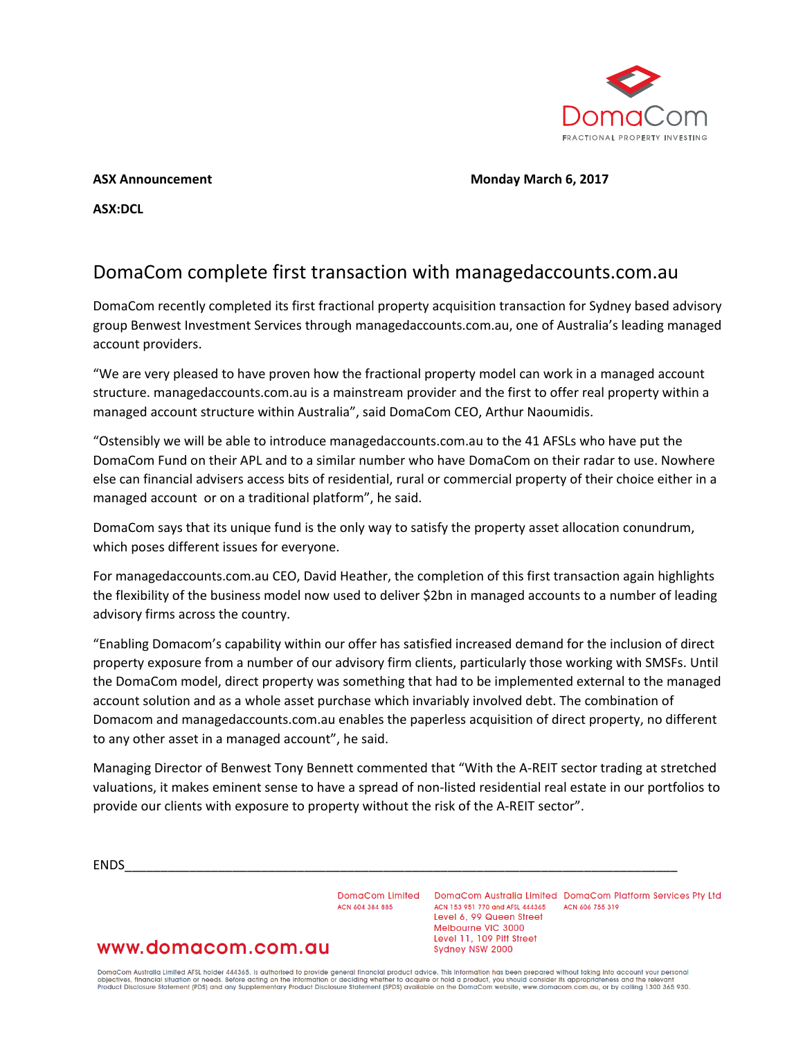**ASX Announcement** **Monday March 6, 2017**

**ASX:DCL**

# DomaCom complete first transaction with managedaccounts.com.au

DomaCom recently completed its first fractional property acquisition transaction for Sydney based advisory group Benwest Investment Services through managedaccounts.com.au, one of Australia's leading managed account providers.

"We are very pleased to have proven how the fractional property model can work in a managed account structure. managedaccounts.com.au is a mainstream provider and the first to offer real property within a managed account structure within Australia", said DomaCom CEO, Arthur Naoumidis.

"Ostensibly we will be able to introduce managedaccounts.com.au to the 41 AFSLs who have put the DomaCom Fund on their APL and to a similar number who have DomaCom on their radar to use. Nowhere else can financial advisers access bits of residential, rural or commercial property of their choice either in a managed account or on a traditional platform", he said.

DomaCom says that its unique fund is the only way to satisfy the property asset allocation conundrum, which poses different issues for everyone.

For managedaccounts.com.au CEO, David Heather, the completion of this first transaction again highlights the flexibility of the business model now used to deliver $2bn in managed accounts to a number of leading advisory firms across the country.

"Enabling Domacom's capability within our offer has satisfied increased demand for the inclusion of direct property exposure from a number of our advisory firm clients, particularly those working with SMSFs. Until the DomaCom model, direct property was something that had to be implemented external to the managed account solution and as a whole asset purchase which invariably involved debt. The combination of Domacom and managedaccounts.com.au enables the paperless acquisition of direct property, no different to any other asset in a managed account", he said.

Managing Director of Benwest Tony Bennett commented that "With the A-REIT sector trading at stretched valuations, it makes eminent sense to have a spread of non-listed residential real estate in our portfolios to provide our clients with exposure to property without the risk of the A-REIT sector".

ENDS

DomaCom Limited
ACN 604 384 885

DomaCom Australia Limited
ACN 153 951 770 and AFSL 444365
Level 6, 99 Queen Street
Melbourne VIC 3000
Level 11, 109 Pitt Street
Sydney NSW 2000

DomaCom Platform Services Pty Ltd
ACN 606 755 319

www.domacom.com.au

DomaCom Australia Limited AFSL holder 444365, is authorised to provide general financial product advice. This information has been prepared without taking into account your personal objectives, financial situation or needs. Before acting on the information or deciding whether to acquire or hold a product, you should consider its appropriateness and the relevant Product Disclosure Statement (PDS) and any Supplementary Product Disclosure Statement (SPDS) available on the DomaCom website, www.domacom.com.au, or by calling 1300 365 930.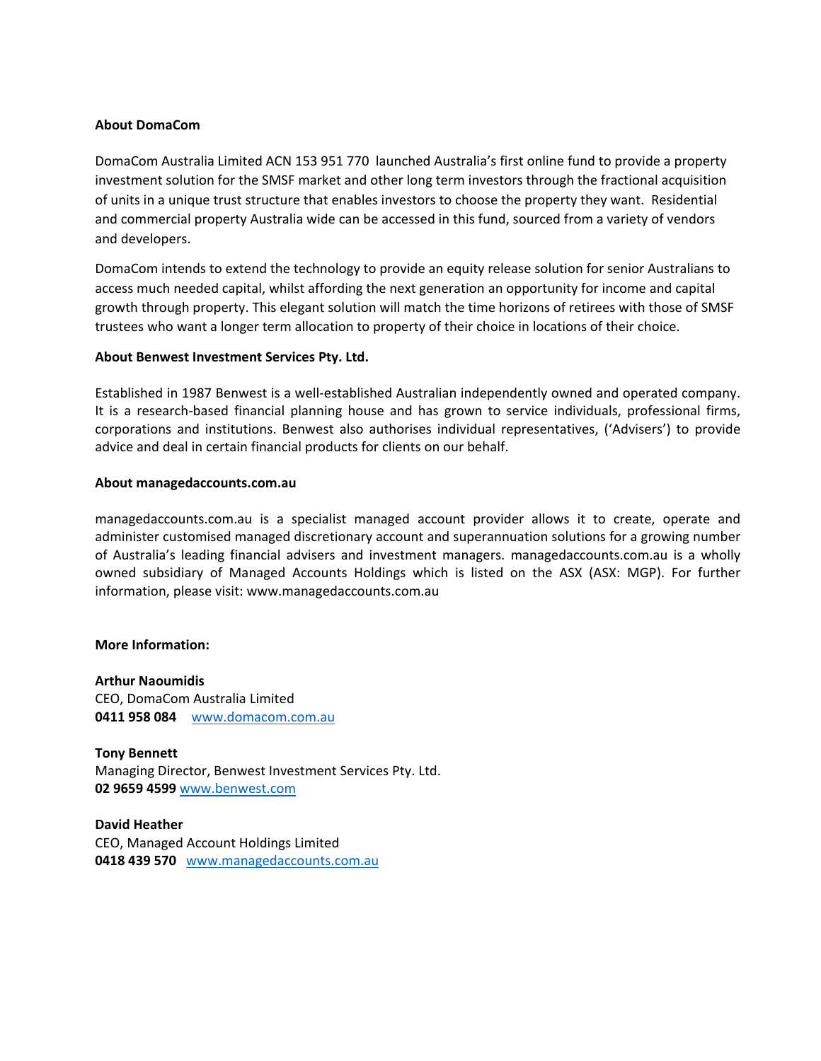**About DomaCom**

DomaCom Australia Limited ACN 153 951 770 launched Australia's first online fund to provide a property investment solution for the SMSF market and other long term investors through the fractional acquisition of units in a unique trust structure that enables investors to choose the property they want. Residential and commercial property Australia wide can be accessed in this fund, sourced from a variety of vendors and developers.

DomaCom intends to extend the technology to provide an equity release solution for senior Australians to access much needed capital, whilst affording the next generation an opportunity for income and capital growth through property. This elegant solution will match the time horizons of retirees with those of SMSF trustees who want a longer term allocation to property of their choice in locations of their choice.

**About Benwest Investment Services Pty. Ltd.**

Established in 1987 Benwest is a well-established Australian independently owned and operated company. It is a research-based financial planning house and has grown to service individuals, professional firms, corporations and institutions. Benwest also authorises individual representatives, ('Advisers') to provide advice and deal in certain financial products for clients on our behalf.

**About managedaccounts.com.au**

managedaccounts.com.au is a specialist managed account provider allows it to create, operate and administer customised managed discretionary account and superannuation solutions for a growing number of Australia's leading financial advisers and investment managers. managedaccounts.com.au is a wholly owned subsidiary of Managed Accounts Holdings which is listed on the ASX (ASX: MGP). For further information, please visit: www.managedaccounts.com.au

**More Information:**

**Arthur Naoumidis**
CEO, DomaCom Australia Limited
**0411 958 084** www.domacom.com.au

**Tony Bennett**
Managing Director, Benwest Investment Services Pty. Ltd.
**02 9659 4599** www.benwest.com

**David Heather**
CEO, Managed Account Holdings Limited
**0418 439 570** www.managedaccounts.com.au